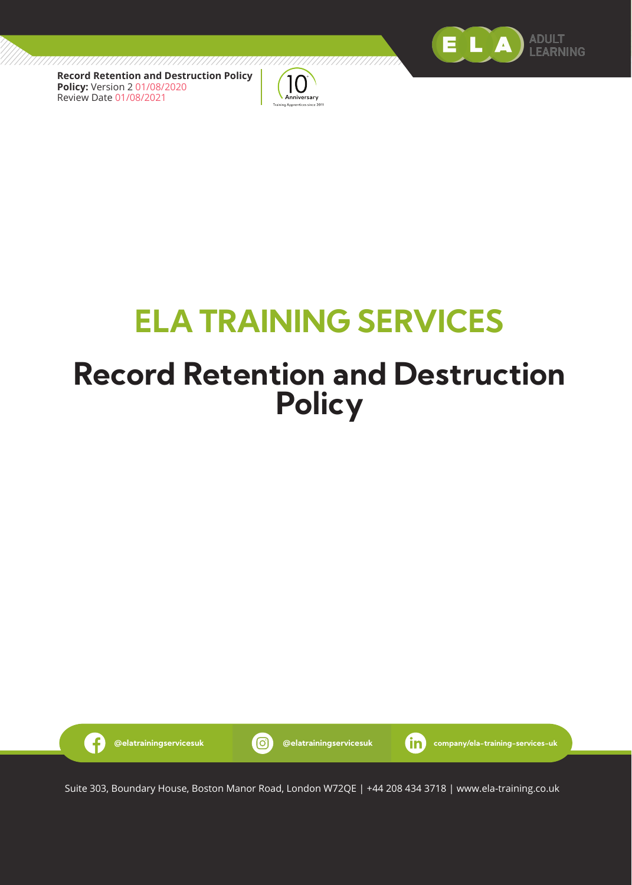**Record Retention and Destruction Policy**
**Policy:** Version 2 01/08/2020
Review Date 01/08/2021

# ELA TRAINING SERVICES

# Record Retention and Destruction Policy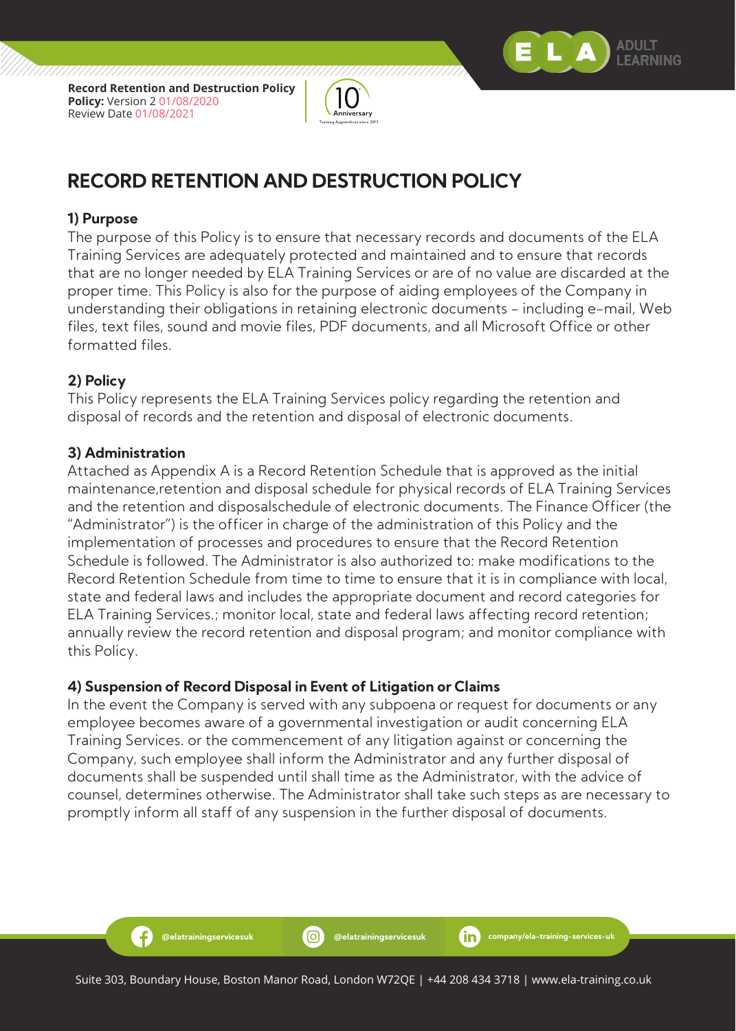# RECORD RETENTION AND DESTRUCTION POLICY

## 1) Purpose

The purpose of this Policy is to ensure that necessary records and documents of the ELA Training Services are adequately protected and maintained and to ensure that records that are no longer needed by ELA Training Services or are of no value are discarded at the proper time. This Policy is also for the purpose of aiding employees of the Company in understanding their obligations in retaining electronic documents – including e-mail, Web files, text files, sound and movie files, PDF documents, and all Microsoft Office or other formatted files.

## 2) Policy

This Policy represents the ELA Training Services policy regarding the retention and disposal of records and the retention and disposal of electronic documents.

## 3) Administration

Attached as Appendix A is a Record Retention Schedule that is approved as the initial maintenance,retention and disposal schedule for physical records of ELA Training Services and the retention and disposalschedule of electronic documents. The Finance Officer (the "Administrator") is the officer in charge of the administration of this Policy and the implementation of processes and procedures to ensure that the Record Retention Schedule is followed. The Administrator is also authorized to: make modifications to the Record Retention Schedule from time to time to ensure that it is in compliance with local, state and federal laws and includes the appropriate document and record categories for ELA Training Services.; monitor local, state and federal laws affecting record retention; annually review the record retention and disposal program; and monitor compliance with this Policy.

## 4) Suspension of Record Disposal in Event of Litigation or Claims

In the event the Company is served with any subpoena or request for documents or any employee becomes aware of a governmental investigation or audit concerning ELA Training Services. or the commencement of any litigation against or concerning the Company, such employee shall inform the Administrator and any further disposal of documents shall be suspended until shall time as the Administrator, with the advice of counsel, determines otherwise. The Administrator shall take such steps as are necessary to promptly inform all staff of any suspension in the further disposal of documents.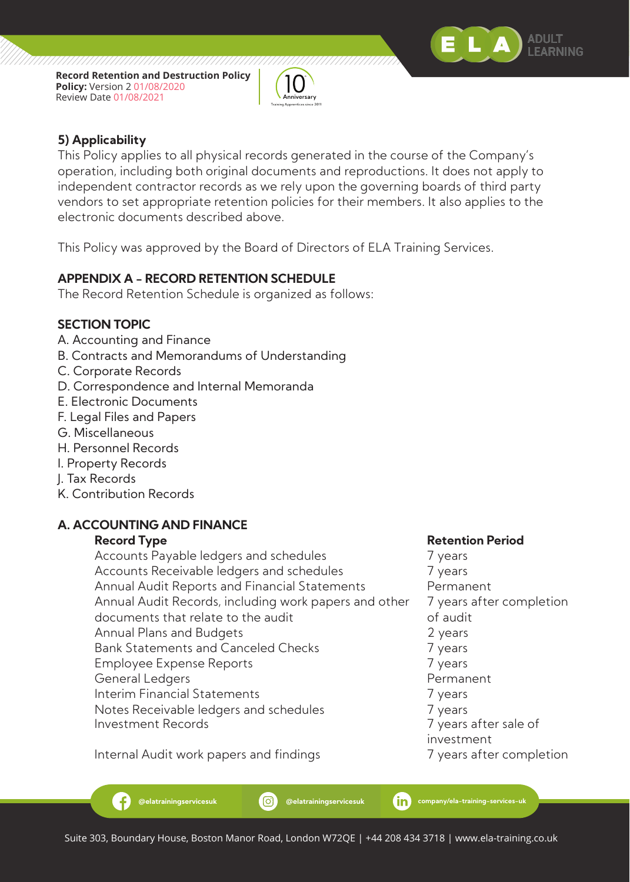### 5) Applicability

This Policy applies to all physical records generated in the course of the Company's operation, including both original documents and reproductions. It does not apply to independent contractor records as we rely upon the governing boards of third party vendors to set appropriate retention policies for their members. It also applies to the electronic documents described above.

This Policy was approved by the Board of Directors of ELA Training Services.

## APPENDIX A – RECORD RETENTION SCHEDULE

The Record Retention Schedule is organized as follows:

### SECTION TOPIC

A. Accounting and Finance
B. Contracts and Memorandums of Understanding
C. Corporate Records
D. Correspondence and Internal Memoranda
E. Electronic Documents
F. Legal Files and Papers
G. Miscellaneous
H. Personnel Records
I. Property Records
J. Tax Records
K. Contribution Records

### A. ACCOUNTING AND FINANCE

| Record Type | Retention Period |
|---|---|
| Accounts Payable ledgers and schedules | 7 years |
| Accounts Receivable ledgers and schedules | 7 years |
| Annual Audit Reports and Financial Statements | Permanent |
| Annual Audit Records, including work papers and other documents that relate to the audit | 7 years after completion of audit |
| Annual Plans and Budgets | 2 years |
| Bank Statements and Canceled Checks | 7 years |
| Employee Expense Reports | 7 years |
| General Ledgers | Permanent |
| Interim Financial Statements | 7 years |
| Notes Receivable ledgers and schedules | 7 years |
| Investment Records | 7 years after sale of investment |
| Internal Audit work papers and findings | 7 years after completion |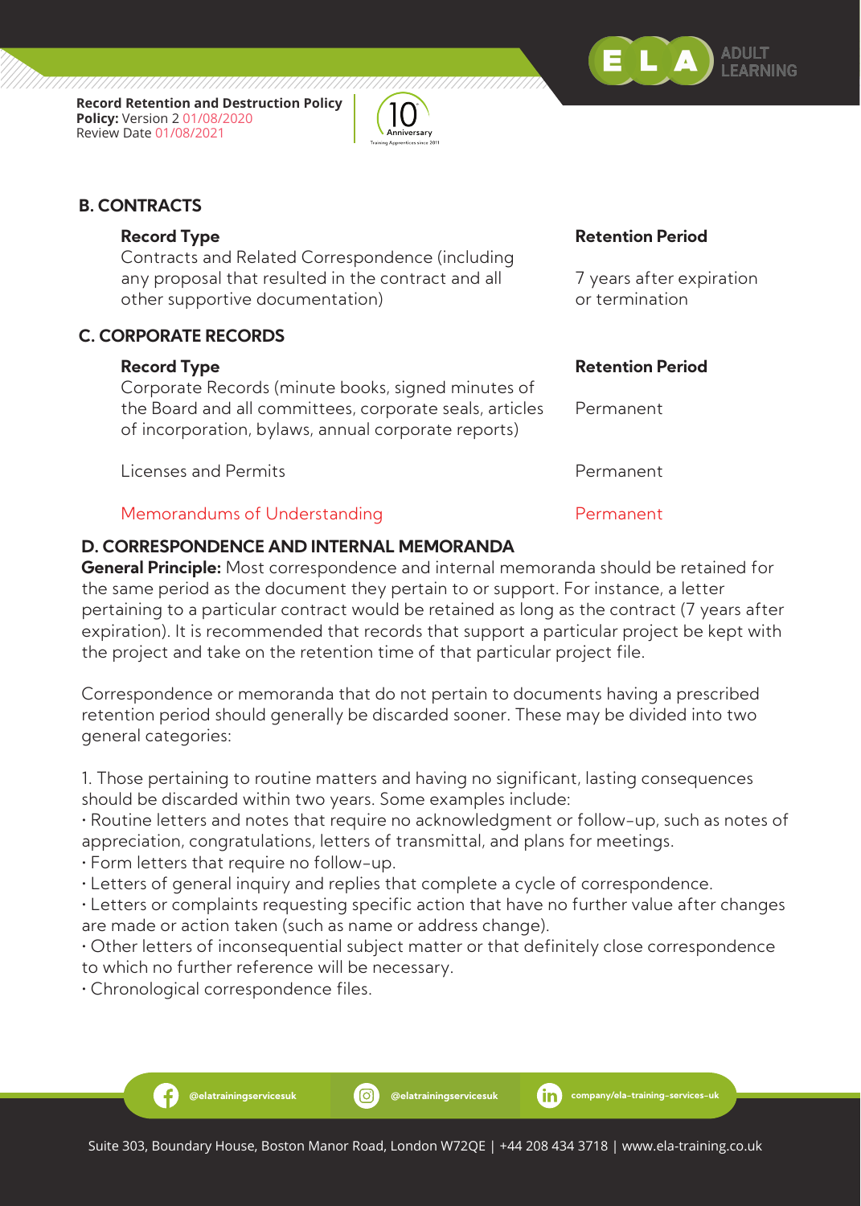## B. CONTRACTS

| Record Type | Retention Period |
| --- | --- |
| Contracts and Related Correspondence (including any proposal that resulted in the contract and all other supportive documentation) | 7 years after expiration or termination |

## C. CORPORATE RECORDS

| Record Type | Retention Period |
| --- | --- |
| Corporate Records (minute books, signed minutes of the Board and all committees, corporate seals, articles of incorporation, bylaws, annual corporate reports) | Permanent |
| Licenses and Permits | Permanent |
| Memorandums of Understanding | Permanent |

## D. CORRESPONDENCE AND INTERNAL MEMORANDA

**General Principle:** Most correspondence and internal memoranda should be retained for the same period as the document they pertain to or support. For instance, a letter pertaining to a particular contract would be retained as long as the contract (7 years after expiration). It is recommended that records that support a particular project be kept with the project and take on the retention time of that particular project file.

Correspondence or memoranda that do not pertain to documents having a prescribed retention period should generally be discarded sooner. These may be divided into two general categories:

1. Those pertaining to routine matters and having no significant, lasting consequences should be discarded within two years. Some examples include:

- Routine letters and notes that require no acknowledgment or follow-up, such as notes of appreciation, congratulations, letters of transmittal, and plans for meetings.
- Form letters that require no follow-up.
- Letters of general inquiry and replies that complete a cycle of correspondence.
- Letters or complaints requesting specific action that have no further value after changes are made or action taken (such as name or address change).
- Other letters of inconsequential subject matter or that definitely close correspondence to which no further reference will be necessary.
- Chronological correspondence files.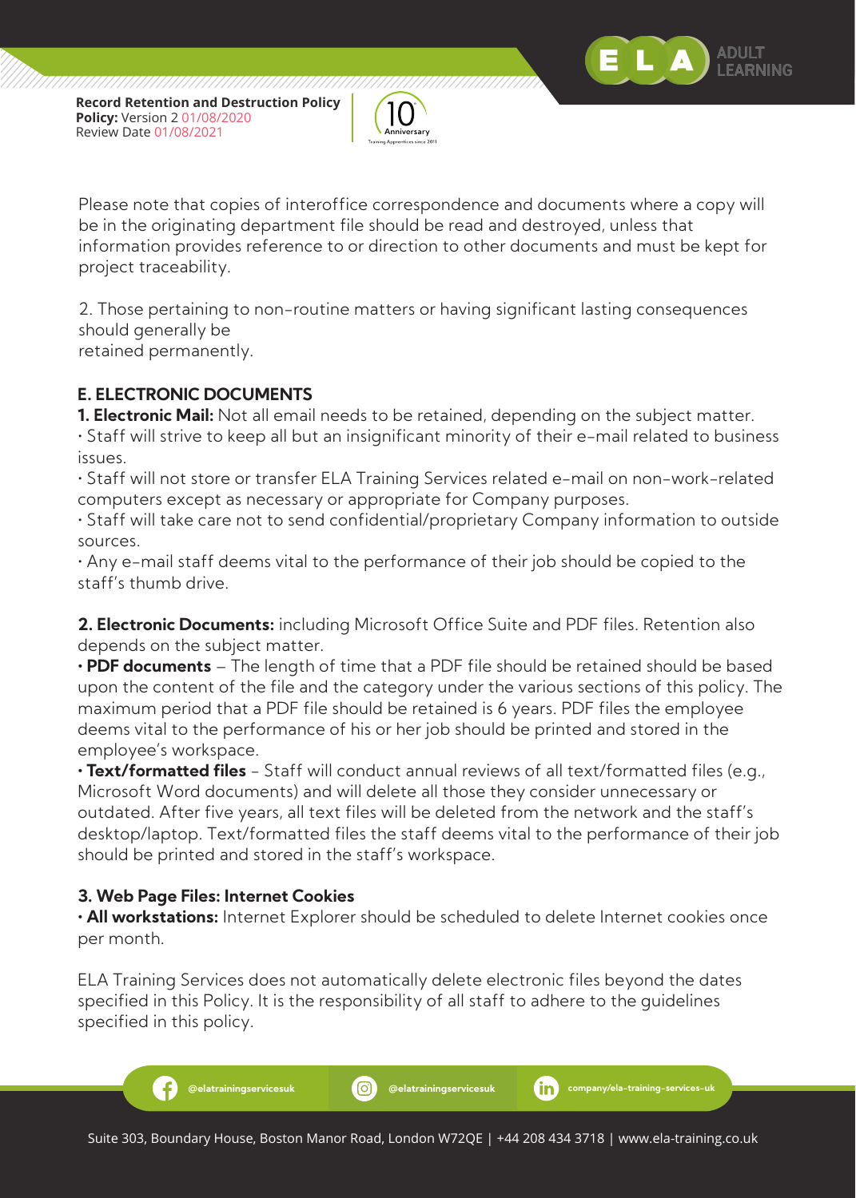Please note that copies of interoffice correspondence and documents where a copy will be in the originating department file should be read and destroyed, unless that information provides reference to or direction to other documents and must be kept for project traceability.

2. Those pertaining to non-routine matters or having significant lasting consequences should generally be
retained permanently.

## E. ELECTRONIC DOCUMENTS

**1. Electronic Mail:** Not all email needs to be retained, depending on the subject matter.

- Staff will strive to keep all but an insignificant minority of their e-mail related to business issues.
- Staff will not store or transfer ELA Training Services related e-mail on non-work-related computers except as necessary or appropriate for Company purposes.
- Staff will take care not to send confidential/proprietary Company information to outside sources.
- Any e-mail staff deems vital to the performance of their job should be copied to the staff's thumb drive.

**2. Electronic Documents:** including Microsoft Office Suite and PDF files. Retention also depends on the subject matter.

- **PDF documents** – The length of time that a PDF file should be retained should be based upon the content of the file and the category under the various sections of this policy. The maximum period that a PDF file should be retained is 6 years. PDF files the employee deems vital to the performance of his or her job should be printed and stored in the employee's workspace.
- **Text/formatted files** – Staff will conduct annual reviews of all text/formatted files (e.g., Microsoft Word documents) and will delete all those they consider unnecessary or outdated. After five years, all text files will be deleted from the network and the staff's desktop/laptop. Text/formatted files the staff deems vital to the performance of their job should be printed and stored in the staff's workspace.

**3. Web Page Files: Internet Cookies**

- **All workstations:** Internet Explorer should be scheduled to delete Internet cookies once per month.

ELA Training Services does not automatically delete electronic files beyond the dates specified in this Policy. It is the responsibility of all staff to adhere to the guidelines specified in this policy.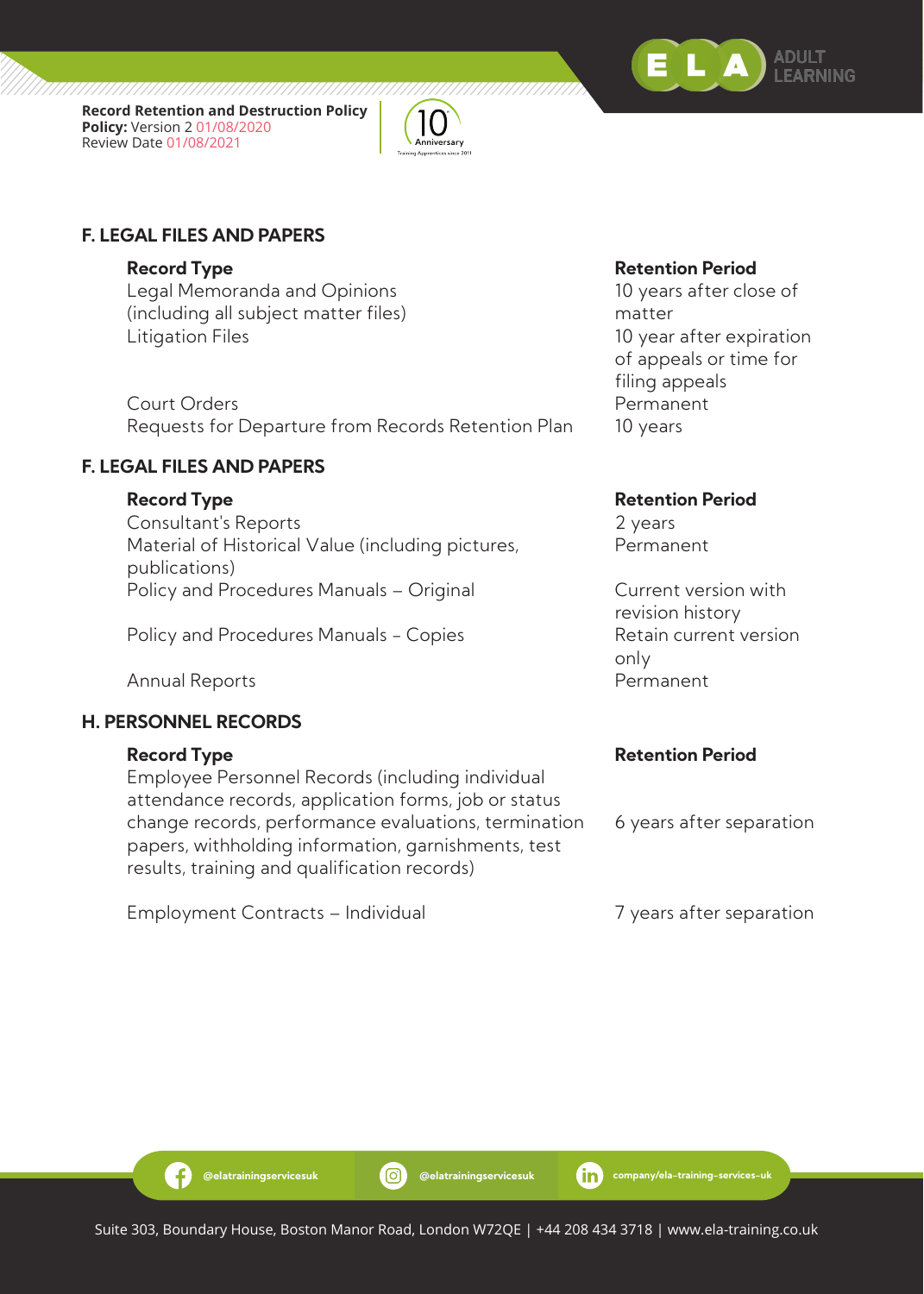## F. LEGAL FILES AND PAPERS

| Record Type | Retention Period |
|---|---|
| Legal Memoranda and Opinions (including all subject matter files) | 10 years after close of matter |
| Litigation Files | 10 year after expiration of appeals or time for filing appeals |
| Court Orders | Permanent |
| Requests for Departure from Records Retention Plan | 10 years |

## F. LEGAL FILES AND PAPERS

| Record Type | Retention Period |
|---|---|
| Consultant's Reports | 2 years |
| Material of Historical Value (including pictures, publications) | Permanent |
| Policy and Procedures Manuals – Original | Current version with revision history |
| Policy and Procedures Manuals - Copies | Retain current version only |
| Annual Reports | Permanent |

## H. PERSONNEL RECORDS

| Record Type | Retention Period |
|---|---|
| Employee Personnel Records (including individual attendance records, application forms, job or status change records, performance evaluations, termination papers, withholding information, garnishments, test results, training and qualification records) | 6 years after separation |
| Employment Contracts – Individual | 7 years after separation |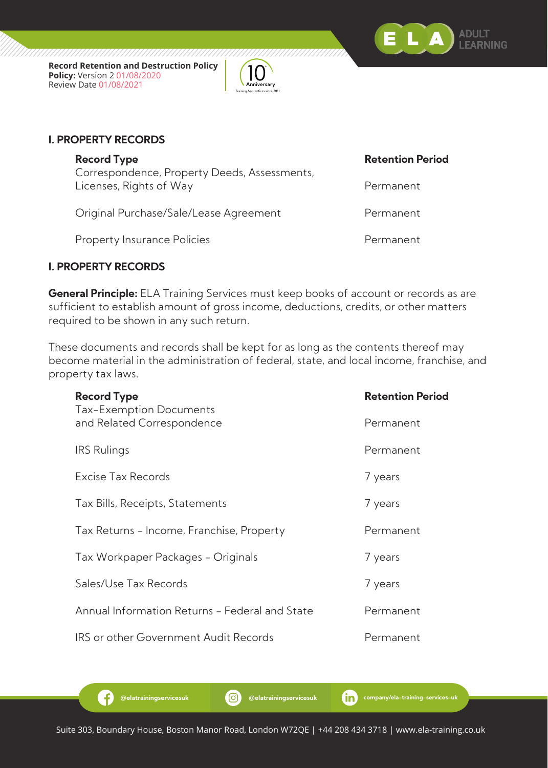## I. PROPERTY RECORDS

| Record Type | Retention Period |
|---|---|
| Correspondence, Property Deeds, Assessments, Licenses, Rights of Way | Permanent |
| Original Purchase/Sale/Lease Agreement | Permanent |
| Property Insurance Policies | Permanent |

## I. PROPERTY RECORDS

**General Principle:** ELA Training Services must keep books of account or records as are sufficient to establish amount of gross income, deductions, credits, or other matters required to be shown in any such return.

These documents and records shall be kept for as long as the contents thereof may become material in the administration of federal, state, and local income, franchise, and property tax laws.

| Record Type | Retention Period |
|---|---|
| Tax-Exemption Documents and Related Correspondence | Permanent |
| IRS Rulings | Permanent |
| Excise Tax Records | 7 years |
| Tax Bills, Receipts, Statements | 7 years |
| Tax Returns - Income, Franchise, Property | Permanent |
| Tax Workpaper Packages - Originals | 7 years |
| Sales/Use Tax Records | 7 years |
| Annual Information Returns - Federal and State | Permanent |
| IRS or other Government Audit Records | Permanent |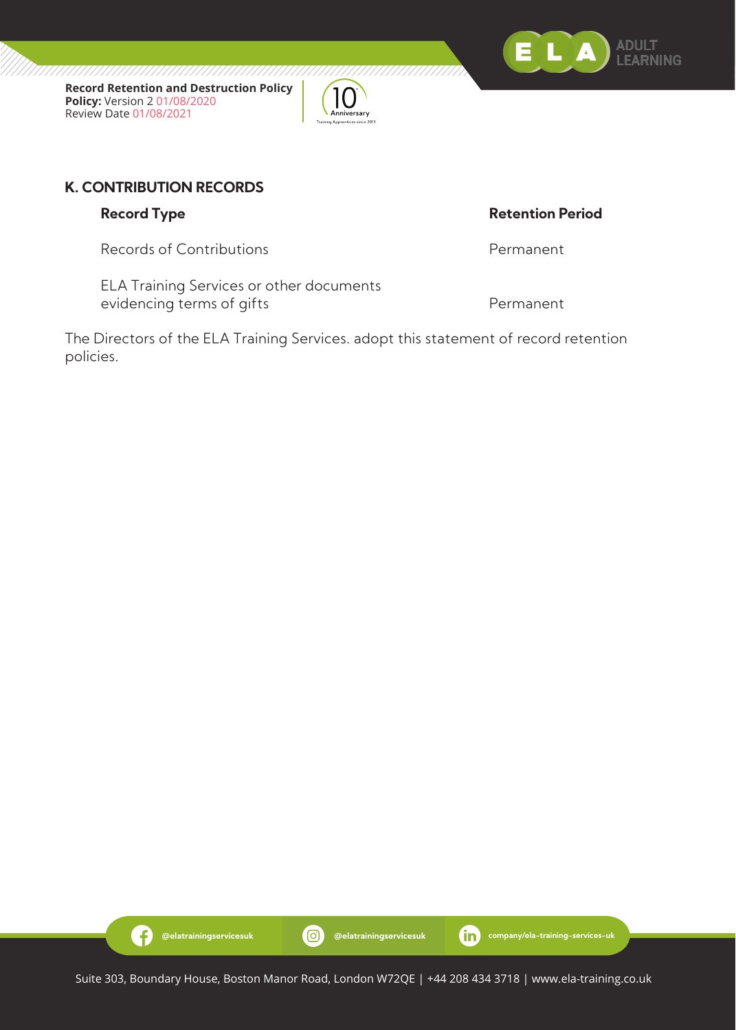## K. CONTRIBUTION RECORDS

| Record Type | Retention Period |
|---|---|
| Records of Contributions | Permanent |
| ELA Training Services or other documents evidencing terms of gifts | Permanent |

The Directors of the ELA Training Services. adopt this statement of record retention policies.